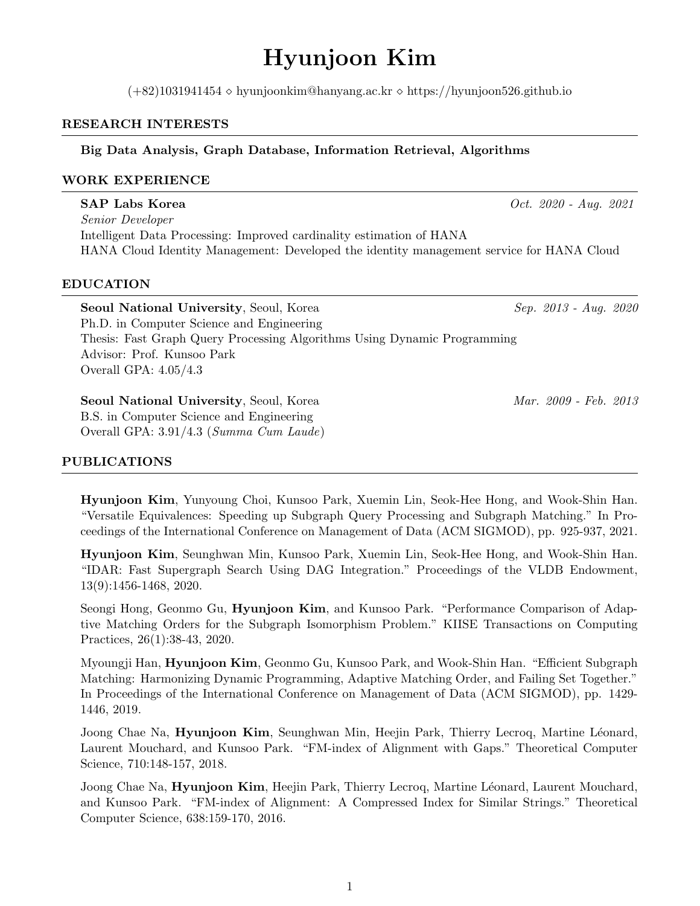# Hyunjoon Kim

(+82)1031941454 ⋄ hyunjoonkim@hanyang.ac.kr ⋄ https://hyunjoon526.github.io

## RESEARCH INTERESTS

**Big Data Analysis, Graph Database, Information Retrieval, Algorithms**

## WORK EXPERIENCE

**SAP Labs Korea** *Oct. 2020 - Aug. 2021*
*Senior Developer*
Intelligent Data Processing: Improved cardinality estimation of HANA
HANA Cloud Identity Management: Developed the identity management service for HANA Cloud

## EDUCATION

**Seoul National University**, Seoul, Korea *Sep. 2013 - Aug. 2020*
Ph.D. in Computer Science and Engineering
Thesis: Fast Graph Query Processing Algorithms Using Dynamic Programming
Advisor: Prof. Kunsoo Park
Overall GPA: 4.05/4.3

**Seoul National University**, Seoul, Korea *Mar. 2009 - Feb. 2013*
B.S. in Computer Science and Engineering
Overall GPA: 3.91/4.3 (*Summa Cum Laude*)

## PUBLICATIONS

**Hyunjoon Kim**, Yunyoung Choi, Kunsoo Park, Xuemin Lin, Seok-Hee Hong, and Wook-Shin Han. "Versatile Equivalences: Speeding up Subgraph Query Processing and Subgraph Matching." In Proceedings of the International Conference on Management of Data (ACM SIGMOD), pp. 925-937, 2021.

**Hyunjoon Kim**, Seunghwan Min, Kunsoo Park, Xuemin Lin, Seok-Hee Hong, and Wook-Shin Han. "IDAR: Fast Supergraph Search Using DAG Integration." Proceedings of the VLDB Endowment, 13(9):1456-1468, 2020.

Seongi Hong, Geonmo Gu, **Hyunjoon Kim**, and Kunsoo Park. "Performance Comparison of Adaptive Matching Orders for the Subgraph Isomorphism Problem." KIISE Transactions on Computing Practices, 26(1):38-43, 2020.

Myoungji Han, **Hyunjoon Kim**, Geonmo Gu, Kunsoo Park, and Wook-Shin Han. "Efficient Subgraph Matching: Harmonizing Dynamic Programming, Adaptive Matching Order, and Failing Set Together." In Proceedings of the International Conference on Management of Data (ACM SIGMOD), pp. 1429-1446, 2019.

Joong Chae Na, **Hyunjoon Kim**, Seunghwan Min, Heejin Park, Thierry Lecroq, Martine Léonard, Laurent Mouchard, and Kunsoo Park. "FM-index of Alignment with Gaps." Theoretical Computer Science, 710:148-157, 2018.

Joong Chae Na, **Hyunjoon Kim**, Heejin Park, Thierry Lecroq, Martine Léonard, Laurent Mouchard, and Kunsoo Park. "FM-index of Alignment: A Compressed Index for Similar Strings." Theoretical Computer Science, 638:159-170, 2016.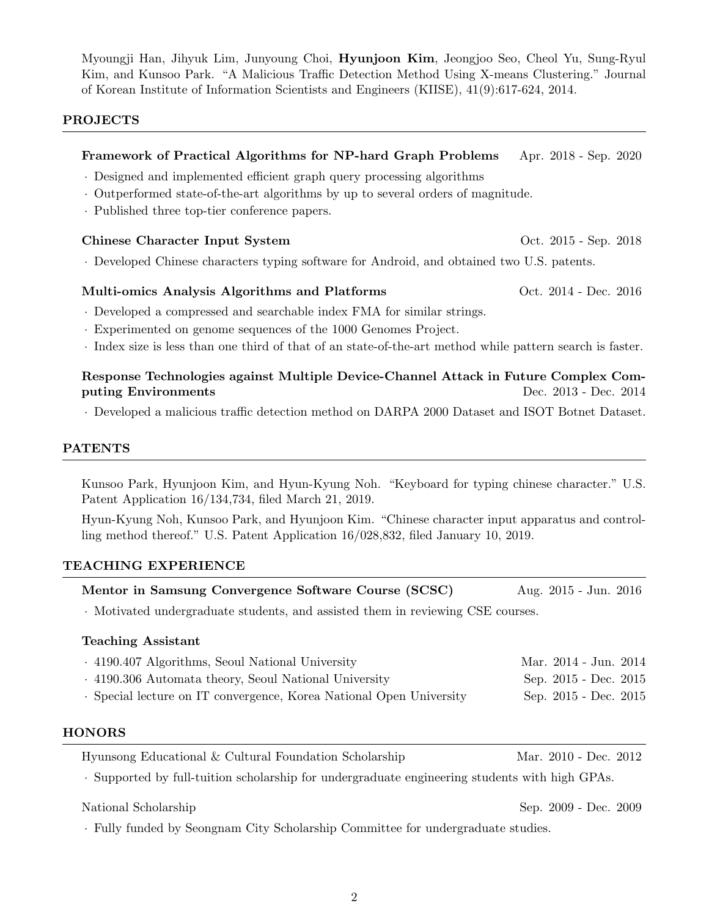Myoungji Han, Jihyuk Lim, Junyoung Choi, **Hyunjoon Kim**, Jeongjoo Seo, Cheol Yu, Sung-Ryul Kim, and Kunsoo Park. "A Malicious Traffic Detection Method Using X-means Clustering." Journal of Korean Institute of Information Scientists and Engineers (KIISE), 41(9):617-624, 2014.

## PROJECTS

**Framework of Practical Algorithms for NP-hard Graph Problems** — Apr. 2018 - Sep. 2020

- Designed and implemented efficient graph query processing algorithms
- Outperformed state-of-the-art algorithms by up to several orders of magnitude.
- Published three top-tier conference papers.

**Chinese Character Input System** — Oct. 2015 - Sep. 2018

- Developed Chinese characters typing software for Android, and obtained two U.S. patents.

**Multi-omics Analysis Algorithms and Platforms** — Oct. 2014 - Dec. 2016

- Developed a compressed and searchable index FMA for similar strings.
- Experimented on genome sequences of the 1000 Genomes Project.
- Index size is less than one third of that of an state-of-the-art method while pattern search is faster.

**Response Technologies against Multiple Device-Channel Attack in Future Complex Computing Environments** — Dec. 2013 - Dec. 2014

- Developed a malicious traffic detection method on DARPA 2000 Dataset and ISOT Botnet Dataset.

## PATENTS

Kunsoo Park, Hyunjoon Kim, and Hyun-Kyung Noh. "Keyboard for typing chinese character." U.S. Patent Application 16/134,734, filed March 21, 2019.

Hyun-Kyung Noh, Kunsoo Park, and Hyunjoon Kim. "Chinese character input apparatus and controlling method thereof." U.S. Patent Application 16/028,832, filed January 10, 2019.

## TEACHING EXPERIENCE

**Mentor in Samsung Convergence Software Course (SCSC)** — Aug. 2015 - Jun. 2016

- Motivated undergraduate students, and assisted them in reviewing CSE courses.

**Teaching Assistant**

- 4190.407 Algorithms, Seoul National University — Mar. 2014 - Jun. 2014
- 4190.306 Automata theory, Seoul National University — Sep. 2015 - Dec. 2015
- Special lecture on IT convergence, Korea National Open University — Sep. 2015 - Dec. 2015

## HONORS

Hyunsong Educational & Cultural Foundation Scholarship — Mar. 2010 - Dec. 2012

- Supported by full-tuition scholarship for undergraduate engineering students with high GPAs.

National Scholarship — Sep. 2009 - Dec. 2009

- Fully funded by Seongnam City Scholarship Committee for undergraduate studies.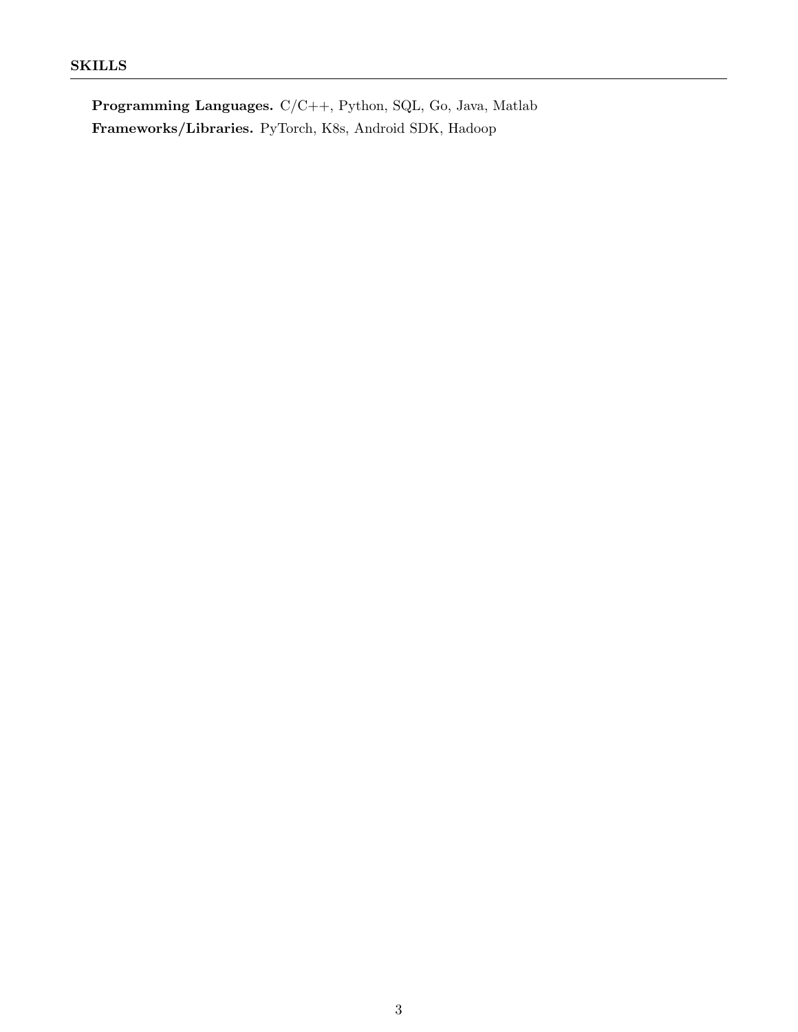## SKILLS

**Programming Languages.** C/C++, Python, SQL, Go, Java, Matlab
**Frameworks/Libraries.** PyTorch, K8s, Android SDK, Hadoop